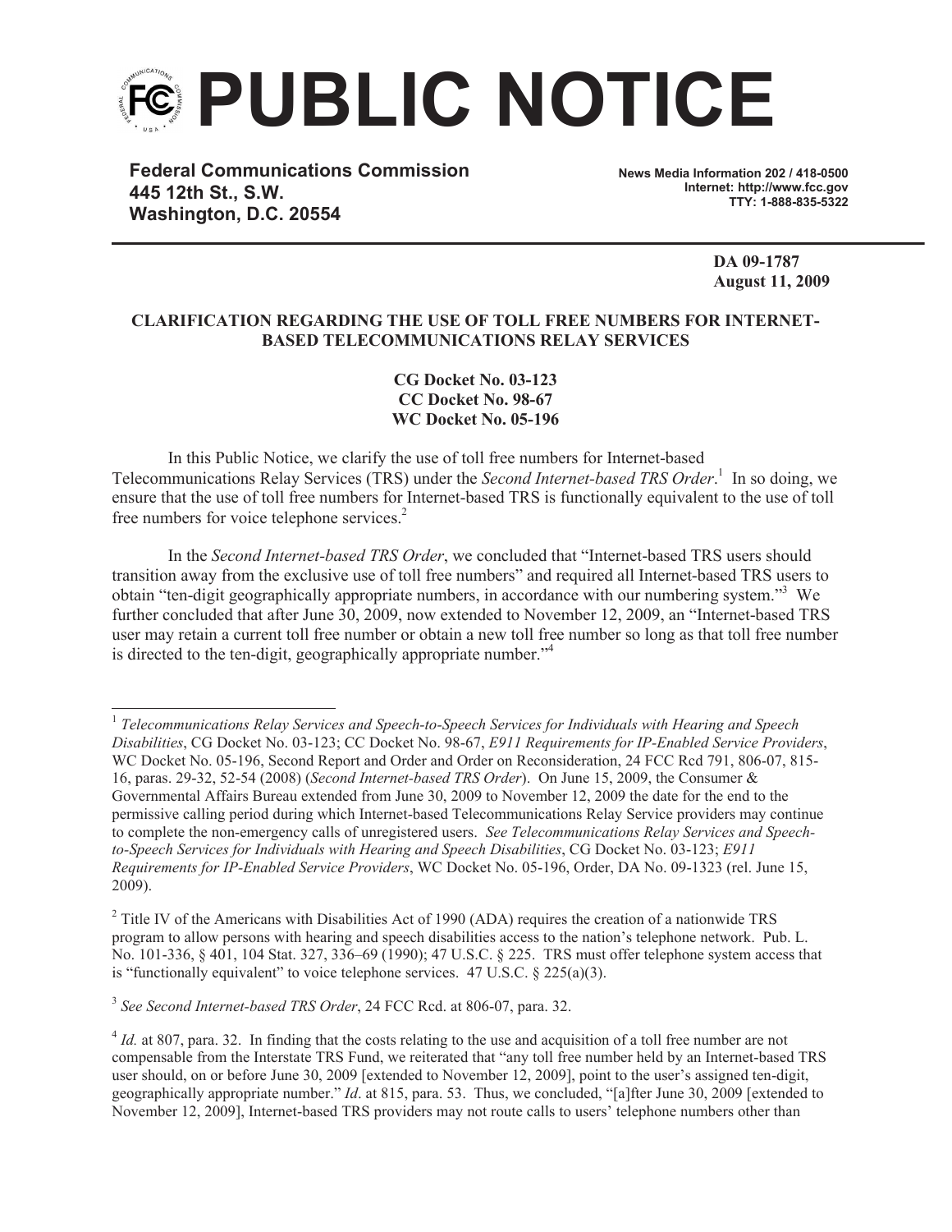# PUBLIC NOTICE

**Federal Communications Commission**
**445 12th St., S.W.**
**Washington, D.C. 20554**

**News Media Information 202 / 418-0500**
**Internet: http://www.fcc.gov**
**TTY: 1-888-835-5322**

**DA 09-1787**
**August 11, 2009**

**CLARIFICATION REGARDING THE USE OF TOLL FREE NUMBERS FOR INTERNET-BASED TELECOMMUNICATIONS RELAY SERVICES**

**CG Docket No. 03-123**
**CC Docket No. 98-67**
**WC Docket No. 05-196**

In this Public Notice, we clarify the use of toll free numbers for Internet-based Telecommunications Relay Services (TRS) under the *Second Internet-based TRS Order*.[1] In so doing, we ensure that the use of toll free numbers for Internet-based TRS is functionally equivalent to the use of toll free numbers for voice telephone services.[2]

In the *Second Internet-based TRS Order*, we concluded that "Internet-based TRS users should transition away from the exclusive use of toll free numbers" and required all Internet-based TRS users to obtain "ten-digit geographically appropriate numbers, in accordance with our numbering system."[3] We further concluded that after June 30, 2009, now extended to November 12, 2009, an "Internet-based TRS user may retain a current toll free number or obtain a new toll free number so long as that toll free number is directed to the ten-digit, geographically appropriate number."[4]

---

[1] *Telecommunications Relay Services and Speech-to-Speech Services for Individuals with Hearing and Speech Disabilities*, CG Docket No. 03-123; CC Docket No. 98-67, *E911 Requirements for IP-Enabled Service Providers*, WC Docket No. 05-196, Second Report and Order and Order on Reconsideration, 24 FCC Rcd 791, 806-07, 815-16, paras. 29-32, 52-54 (2008) (*Second Internet-based TRS Order*). On June 15, 2009, the Consumer & Governmental Affairs Bureau extended from June 30, 2009 to November 12, 2009 the date for the end to the permissive calling period during which Internet-based Telecommunications Relay Service providers may continue to complete the non-emergency calls of unregistered users. *See Telecommunications Relay Services and Speech-to-Speech Services for Individuals with Hearing and Speech Disabilities*, CG Docket No. 03-123; *E911 Requirements for IP-Enabled Service Providers*, WC Docket No. 05-196, Order, DA No. 09-1323 (rel. June 15, 2009).

[2] Title IV of the Americans with Disabilities Act of 1990 (ADA) requires the creation of a nationwide TRS program to allow persons with hearing and speech disabilities access to the nation's telephone network. Pub. L. No. 101-336, § 401, 104 Stat. 327, 336–69 (1990); 47 U.S.C. § 225. TRS must offer telephone system access that is "functionally equivalent" to voice telephone services. 47 U.S.C. § 225(a)(3).

[3] *See Second Internet-based TRS Order*, 24 FCC Rcd. at 806-07, para. 32.

[4] *Id.* at 807, para. 32. In finding that the costs relating to the use and acquisition of a toll free number are not compensable from the Interstate TRS Fund, we reiterated that "any toll free number held by an Internet-based TRS user should, on or before June 30, 2009 [extended to November 12, 2009], point to the user's assigned ten-digit, geographically appropriate number." *Id*. at 815, para. 53. Thus, we concluded, "[a]fter June 30, 2009 [extended to November 12, 2009], Internet-based TRS providers may not route calls to users' telephone numbers other than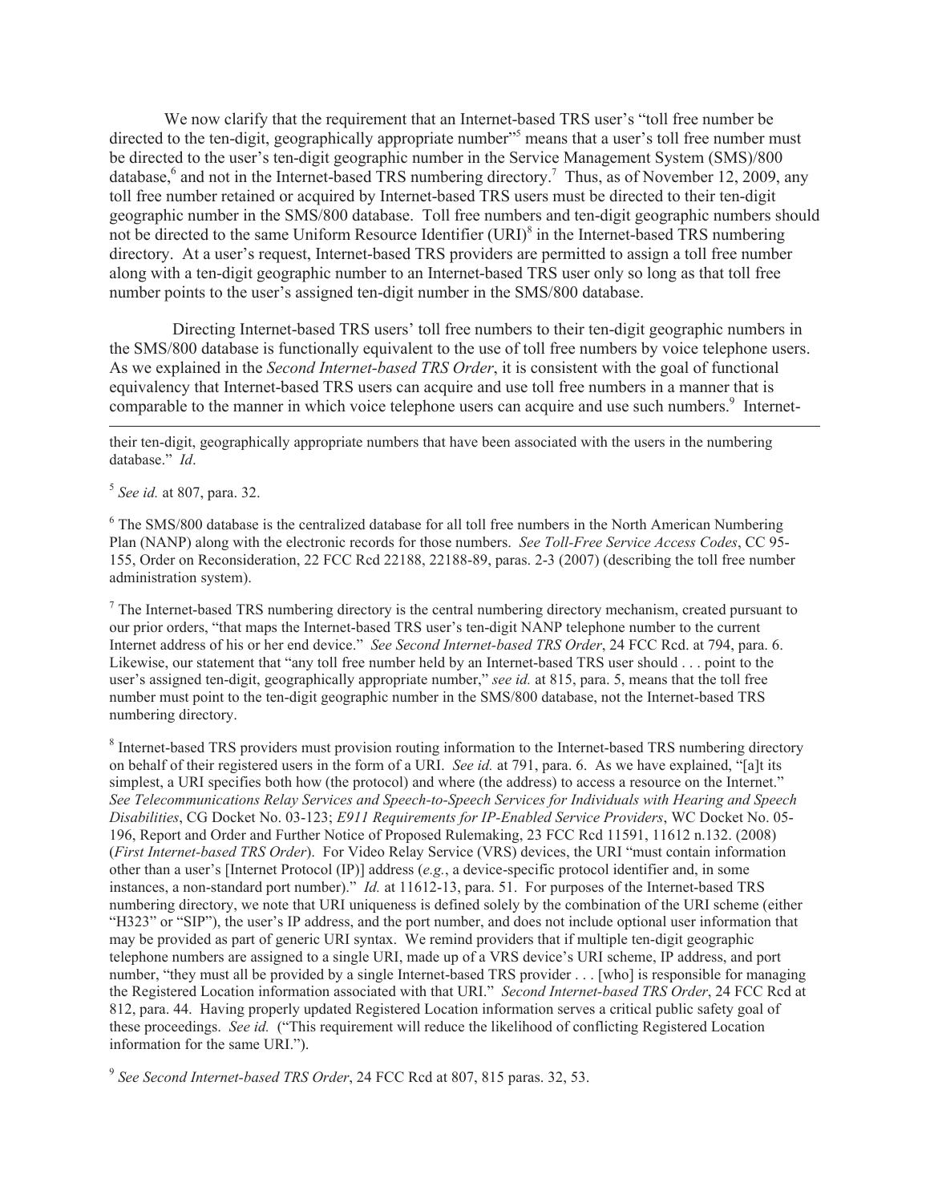We now clarify that the requirement that an Internet-based TRS user's "toll free number be directed to the ten-digit, geographically appropriate number"[5] means that a user's toll free number must be directed to the user's ten-digit geographic number in the Service Management System (SMS)/800 database,[6] and not in the Internet-based TRS numbering directory.[7] Thus, as of November 12, 2009, any toll free number retained or acquired by Internet-based TRS users must be directed to their ten-digit geographic number in the SMS/800 database. Toll free numbers and ten-digit geographic numbers should not be directed to the same Uniform Resource Identifier (URI)[8] in the Internet-based TRS numbering directory. At a user's request, Internet-based TRS providers are permitted to assign a toll free number along with a ten-digit geographic number to an Internet-based TRS user only so long as that toll free number points to the user's assigned ten-digit number in the SMS/800 database.

Directing Internet-based TRS users' toll free numbers to their ten-digit geographic numbers in the SMS/800 database is functionally equivalent to the use of toll free numbers by voice telephone users. As we explained in the *Second Internet-based TRS Order*, it is consistent with the goal of functional equivalency that Internet-based TRS users can acquire and use toll free numbers in a manner that is comparable to the manner in which voice telephone users can acquire and use such numbers.[9] Internet-

---

their ten-digit, geographically appropriate numbers that have been associated with the users in the numbering database." *Id*.

[5] *See id.* at 807, para. 32.

[6] The SMS/800 database is the centralized database for all toll free numbers in the North American Numbering Plan (NANP) along with the electronic records for those numbers. *See Toll-Free Service Access Codes*, CC 95-155, Order on Reconsideration, 22 FCC Rcd 22188, 22188-89, paras. 2-3 (2007) (describing the toll free number administration system).

[7] The Internet-based TRS numbering directory is the central numbering directory mechanism, created pursuant to our prior orders, "that maps the Internet-based TRS user's ten-digit NANP telephone number to the current Internet address of his or her end device." *See Second Internet-based TRS Order*, 24 FCC Rcd. at 794, para. 6. Likewise, our statement that "any toll free number held by an Internet-based TRS user should . . . point to the user's assigned ten-digit, geographically appropriate number," *see id.* at 815, para. 5, means that the toll free number must point to the ten-digit geographic number in the SMS/800 database, not the Internet-based TRS numbering directory.

[8] Internet-based TRS providers must provision routing information to the Internet-based TRS numbering directory on behalf of their registered users in the form of a URI. *See id.* at 791, para. 6. As we have explained, "[a]t its simplest, a URI specifies both how (the protocol) and where (the address) to access a resource on the Internet." *See Telecommunications Relay Services and Speech-to-Speech Services for Individuals with Hearing and Speech Disabilities*, CG Docket No. 03-123; *E911 Requirements for IP-Enabled Service Providers*, WC Docket No. 05-196, Report and Order and Further Notice of Proposed Rulemaking, 23 FCC Rcd 11591, 11612 n.132. (2008) (*First Internet-based TRS Order*). For Video Relay Service (VRS) devices, the URI "must contain information other than a user's [Internet Protocol (IP)] address (*e.g.*, a device-specific protocol identifier and, in some instances, a non-standard port number)." *Id.* at 11612-13, para. 51. For purposes of the Internet-based TRS numbering directory, we note that URI uniqueness is defined solely by the combination of the URI scheme (either "H323" or "SIP"), the user's IP address, and the port number, and does not include optional user information that may be provided as part of generic URI syntax. We remind providers that if multiple ten-digit geographic telephone numbers are assigned to a single URI, made up of a VRS device's URI scheme, IP address, and port number, "they must all be provided by a single Internet-based TRS provider . . . [who] is responsible for managing the Registered Location information associated with that URI." *Second Internet-based TRS Order*, 24 FCC Rcd at 812, para. 44. Having properly updated Registered Location information serves a critical public safety goal of these proceedings. *See id.* ("This requirement will reduce the likelihood of conflicting Registered Location information for the same URI.").

[9] *See Second Internet-based TRS Order*, 24 FCC Rcd at 807, 815 paras. 32, 53.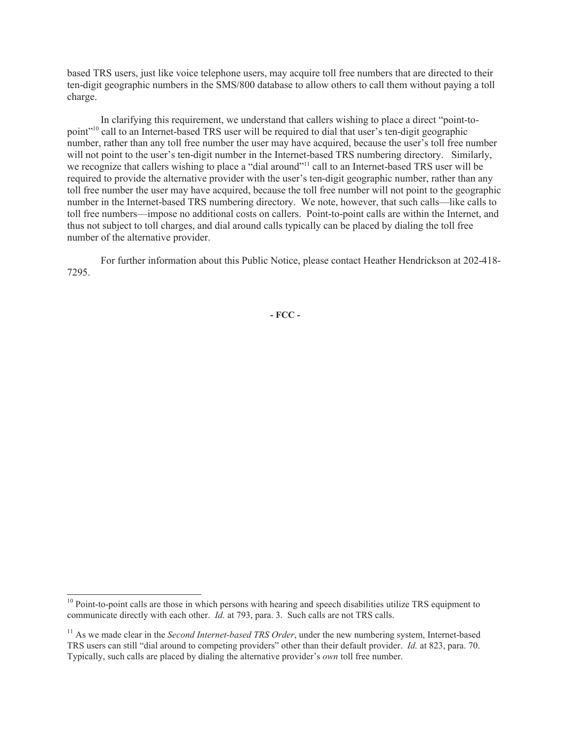based TRS users, just like voice telephone users, may acquire toll free numbers that are directed to their ten-digit geographic numbers in the SMS/800 database to allow others to call them without paying a toll charge.

In clarifying this requirement, we understand that callers wishing to place a direct "point-to-point"[10] call to an Internet-based TRS user will be required to dial that user's ten-digit geographic number, rather than any toll free number the user may have acquired, because the user's toll free number will not point to the user's ten-digit number in the Internet-based TRS numbering directory. Similarly, we recognize that callers wishing to place a "dial around"[11] call to an Internet-based TRS user will be required to provide the alternative provider with the user's ten-digit geographic number, rather than any toll free number the user may have acquired, because the toll free number will not point to the geographic number in the Internet-based TRS numbering directory. We note, however, that such calls—like calls to toll free numbers—impose no additional costs on callers. Point-to-point calls are within the Internet, and thus not subject to toll charges, and dial around calls typically can be placed by dialing the toll free number of the alternative provider.

For further information about this Public Notice, please contact Heather Hendrickson at 202-418-7295.

**- FCC -**

[10] Point-to-point calls are those in which persons with hearing and speech disabilities utilize TRS equipment to communicate directly with each other. *Id.* at 793, para. 3. Such calls are not TRS calls.

[11] As we made clear in the *Second Internet-based TRS Order*, under the new numbering system, Internet-based TRS users can still "dial around to competing providers" other than their default provider. *Id.* at 823, para. 70. Typically, such calls are placed by dialing the alternative provider's *own* toll free number.